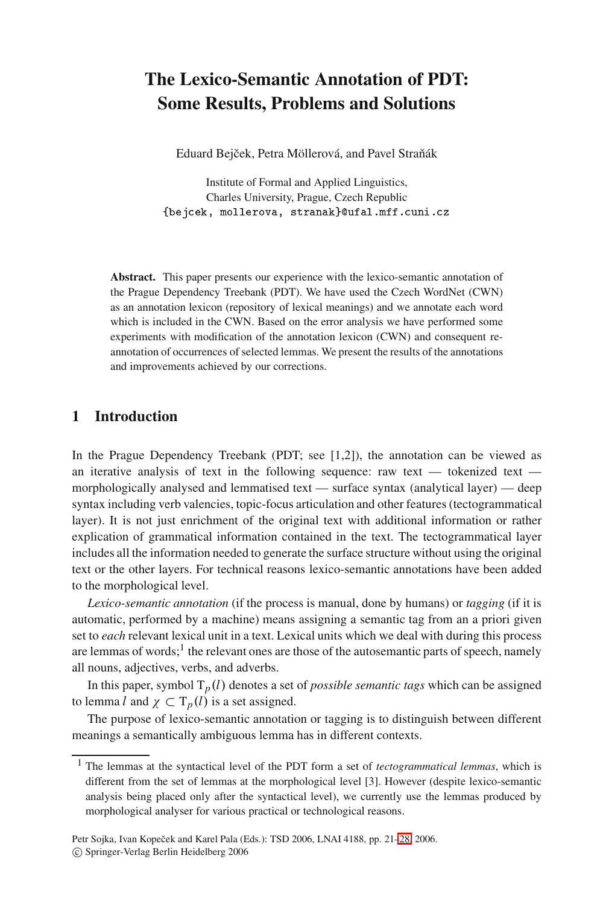# The Lexico-Semantic Annotation of PDT: Some Results, Problems and Solutions

Eduard Bejček, Petra Möllerová, and Pavel Straňák

Institute of Formal and Applied Linguistics,
Charles University, Prague, Czech Republic
{bejcek, mollerova, stranak}@ufal.mff.cuni.cz

**Abstract.** This paper presents our experience with the lexico-semantic annotation of the Prague Dependency Treebank (PDT). We have used the Czech WordNet (CWN) as an annotation lexicon (repository of lexical meanings) and we annotate each word which is included in the CWN. Based on the error analysis we have performed some experiments with modification of the annotation lexicon (CWN) and consequent re-annotation of occurrences of selected lemmas. We present the results of the annotations and improvements achieved by our corrections.

## 1 Introduction

In the Prague Dependency Treebank (PDT; see [1,2]), the annotation can be viewed as an iterative analysis of text in the following sequence: raw text — tokenized text — morphologically analysed and lemmatised text — surface syntax (analytical layer) — deep syntax including verb valencies, topic-focus articulation and other features (tectogrammatical layer). It is not just enrichment of the original text with additional information or rather explication of grammatical information contained in the text. The tectogrammatical layer includes all the information needed to generate the surface structure without using the original text or the other layers. For technical reasons lexico-semantic annotations have been added to the morphological level.

*Lexico-semantic annotation* (if the process is manual, done by humans) or *tagging* (if it is automatic, performed by a machine) means assigning a semantic tag from an a priori given set to *each* relevant lexical unit in a text. Lexical units which we deal with during this process are lemmas of words;[1] the relevant ones are those of the autosemantic parts of speech, namely all nouns, adjectives, verbs, and adverbs.

In this paper, symbol $T_p(l)$ denotes a set of *possible semantic tags* which can be assigned to lemma $l$ and $\chi \subset T_p(l)$ is a set assigned.

The purpose of lexico-semantic annotation or tagging is to distinguish between different meanings a semantically ambiguous lemma has in different contexts.

[1] The lemmas at the syntactical level of the PDT form a set of *tectogrammatical lemmas*, which is different from the set of lemmas at the morphological level [3]. However (despite lexico-semantic analysis being placed only after the syntactical level), we currently use the lemmas produced by morphological analyser for various practical or technological reasons.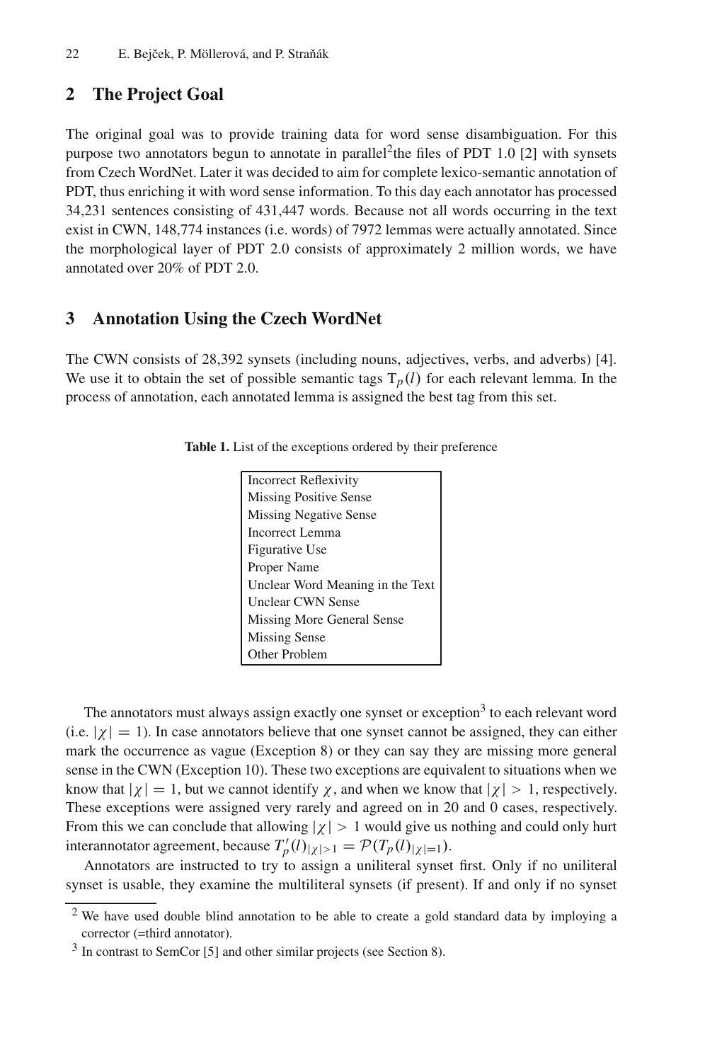## 2 The Project Goal

The original goal was to provide training data for word sense disambiguation. For this purpose two annotators begun to annotate in parallel[2]the files of PDT 1.0 [2] with synsets from Czech WordNet. Later it was decided to aim for complete lexico-semantic annotation of PDT, thus enriching it with word sense information. To this day each annotator has processed 34,231 sentences consisting of 431,447 words. Because not all words occurring in the text exist in CWN, 148,774 instances (i.e. words) of 7972 lemmas were actually annotated. Since the morphological layer of PDT 2.0 consists of approximately 2 million words, we have annotated over 20% of PDT 2.0.

## 3 Annotation Using the Czech WordNet

The CWN consists of 28,392 synsets (including nouns, adjectives, verbs, and adverbs) [4]. We use it to obtain the set of possible semantic tags $\mathrm{T}_p(l)$ for each relevant lemma. In the process of annotation, each annotated lemma is assigned the best tag from this set.

**Table 1.** List of the exceptions ordered by their preference

| |
|---|
| Incorrect Reflexivity |
| Missing Positive Sense |
| Missing Negative Sense |
| Incorrect Lemma |
| Figurative Use |
| Proper Name |
| Unclear Word Meaning in the Text |
| Unclear CWN Sense |
| Missing More General Sense |
| Missing Sense |
| Other Problem |

The annotators must always assign exactly one synset or exception[3] to each relevant word (i.e. $|\chi| = 1$). In case annotators believe that one synset cannot be assigned, they can either mark the occurrence as vague (Exception 8) or they can say they are missing more general sense in the CWN (Exception 10). These two exceptions are equivalent to situations when we know that $|\chi| = 1$, but we cannot identify $\chi$, and when we know that $|\chi| > 1$, respectively. These exceptions were assigned very rarely and agreed on in 20 and 0 cases, respectively. From this we can conclude that allowing $|\chi| > 1$ would give us nothing and could only hurt interannotator agreement, because $T'_p(l)_{|\chi|>1} = \mathcal{P}(T_p(l)_{|\chi|=1})$.

Annotators are instructed to try to assign a uniliteral synset first. Only if no uniliteral synset is usable, they examine the multiliteral synsets (if present). If and only if no synset

[2] We have used double blind annotation to be able to create a gold standard data by imploying a corrector (=third annotator).

[3] In contrast to SemCor [5] and other similar projects (see Section 8).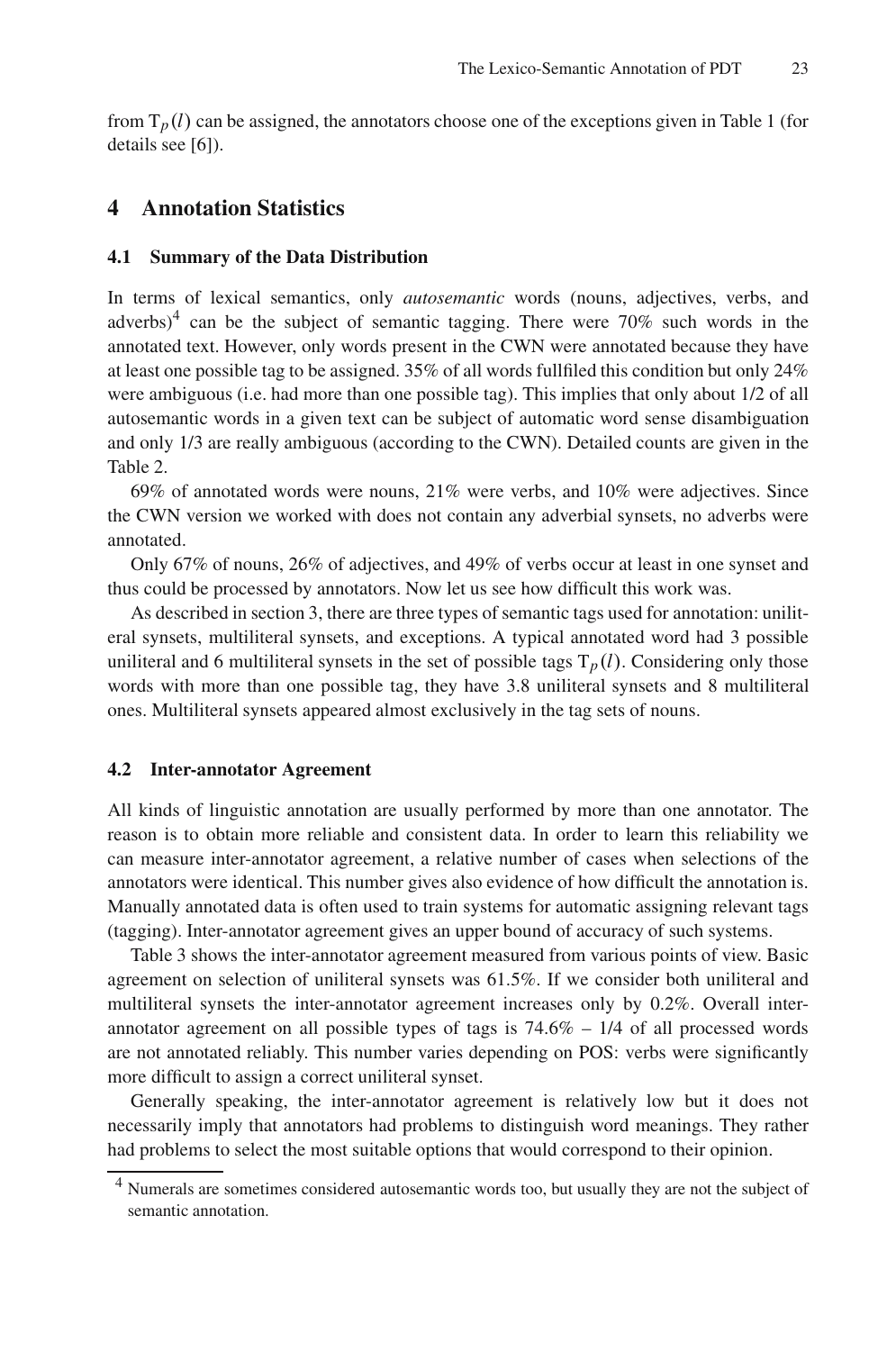from $T_p(l)$ can be assigned, the annotators choose one of the exceptions given in Table 1 (for details see [6]).

## 4 Annotation Statistics

### 4.1 Summary of the Data Distribution

In terms of lexical semantics, only *autosemantic* words (nouns, adjectives, verbs, and adverbs)[4] can be the subject of semantic tagging. There were 70% such words in the annotated text. However, only words present in the CWN were annotated because they have at least one possible tag to be assigned. 35% of all words fullfiled this condition but only 24% were ambiguous (i.e. had more than one possible tag). This implies that only about 1/2 of all autosemantic words in a given text can be subject of automatic word sense disambiguation and only 1/3 are really ambiguous (according to the CWN). Detailed counts are given in the Table 2.

69% of annotated words were nouns, 21% were verbs, and 10% were adjectives. Since the CWN version we worked with does not contain any adverbial synsets, no adverbs were annotated.

Only 67% of nouns, 26% of adjectives, and 49% of verbs occur at least in one synset and thus could be processed by annotators. Now let us see how difficult this work was.

As described in section 3, there are three types of semantic tags used for annotation: uniliteral synsets, multiliteral synsets, and exceptions. A typical annotated word had 3 possible uniliteral and 6 multiliteral synsets in the set of possible tags $T_p(l)$. Considering only those words with more than one possible tag, they have 3.8 uniliteral synsets and 8 multiliteral ones. Multiliteral synsets appeared almost exclusively in the tag sets of nouns.

### 4.2 Inter-annotator Agreement

All kinds of linguistic annotation are usually performed by more than one annotator. The reason is to obtain more reliable and consistent data. In order to learn this reliability we can measure inter-annotator agreement, a relative number of cases when selections of the annotators were identical. This number gives also evidence of how difficult the annotation is. Manually annotated data is often used to train systems for automatic assigning relevant tags (tagging). Inter-annotator agreement gives an upper bound of accuracy of such systems.

Table 3 shows the inter-annotator agreement measured from various points of view. Basic agreement on selection of uniliteral synsets was 61.5%. If we consider both uniliteral and multiliteral synsets the inter-annotator agreement increases only by 0.2%. Overall inter-annotator agreement on all possible types of tags is 74.6% – 1/4 of all processed words are not annotated reliably. This number varies depending on POS: verbs were significantly more difficult to assign a correct uniliteral synset.

Generally speaking, the inter-annotator agreement is relatively low but it does not necessarily imply that annotators had problems to distinguish word meanings. They rather had problems to select the most suitable options that would correspond to their opinion.

[4] Numerals are sometimes considered autosemantic words too, but usually they are not the subject of semantic annotation.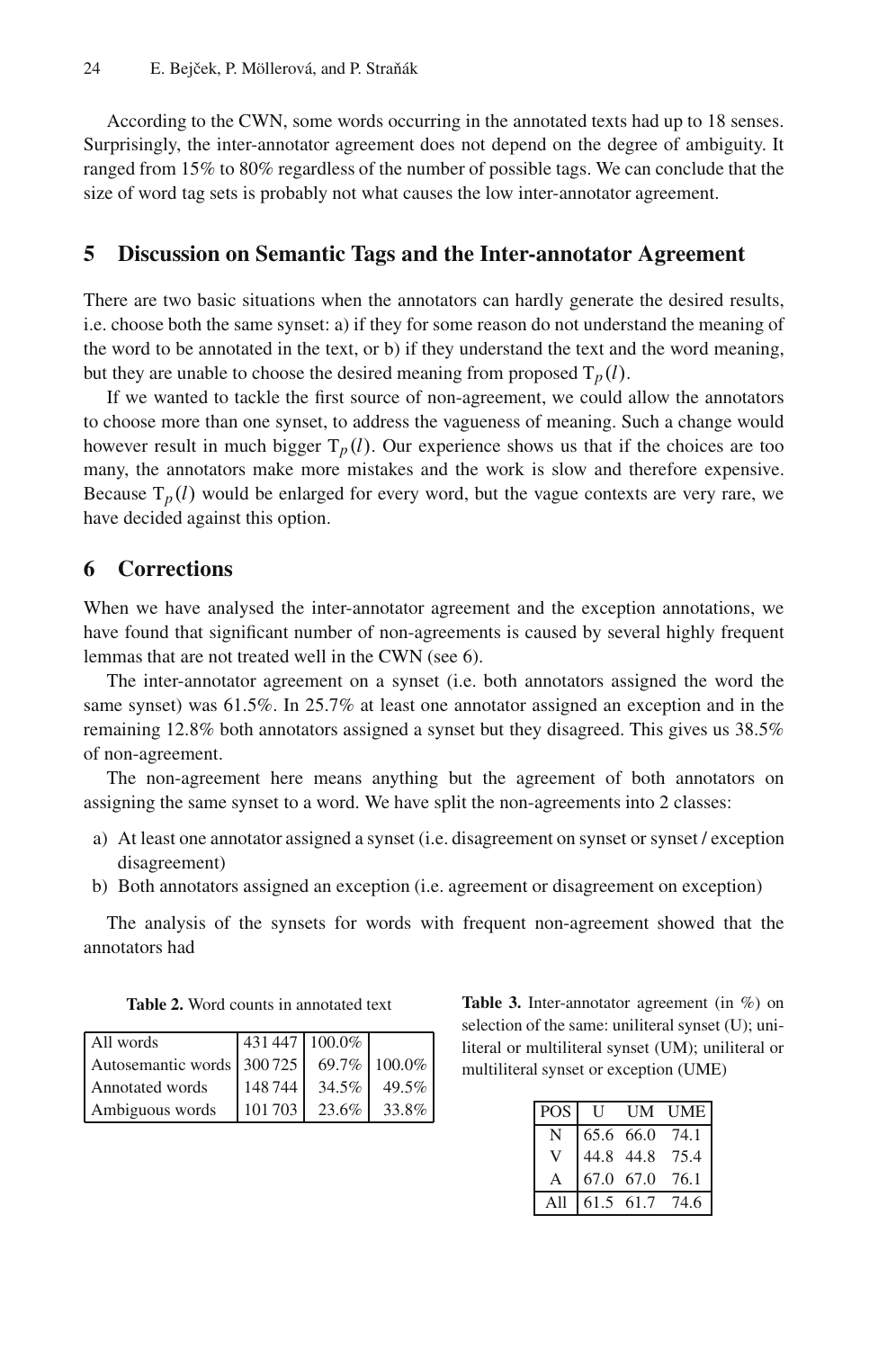According to the CWN, some words occurring in the annotated texts had up to 18 senses. Surprisingly, the inter-annotator agreement does not depend on the degree of ambiguity. It ranged from 15% to 80% regardless of the number of possible tags. We can conclude that the size of word tag sets is probably not what causes the low inter-annotator agreement.

## 5 Discussion on Semantic Tags and the Inter-annotator Agreement

There are two basic situations when the annotators can hardly generate the desired results, i.e. choose both the same synset: a) if they for some reason do not understand the meaning of the word to be annotated in the text, or b) if they understand the text and the word meaning, but they are unable to choose the desired meaning from proposed $\mathrm{T}_p(l)$.

If we wanted to tackle the first source of non-agreement, we could allow the annotators to choose more than one synset, to address the vagueness of meaning. Such a change would however result in much bigger $\mathrm{T}_p(l)$. Our experience shows us that if the choices are too many, the annotators make more mistakes and the work is slow and therefore expensive. Because $\mathrm{T}_p(l)$ would be enlarged for every word, but the vague contexts are very rare, we have decided against this option.

## 6 Corrections

When we have analysed the inter-annotator agreement and the exception annotations, we have found that significant number of non-agreements is caused by several highly frequent lemmas that are not treated well in the CWN (see 6).

The inter-annotator agreement on a synset (i.e. both annotators assigned the word the same synset) was 61.5%. In 25.7% at least one annotator assigned an exception and in the remaining 12.8% both annotators assigned a synset but they disagreed. This gives us 38.5% of non-agreement.

The non-agreement here means anything but the agreement of both annotators on assigning the same synset to a word. We have split the non-agreements into 2 classes:

a) At least one annotator assigned a synset (i.e. disagreement on synset or synset / exception disagreement)
b) Both annotators assigned an exception (i.e. agreement or disagreement on exception)

The analysis of the synsets for words with frequent non-agreement showed that the annotators had

**Table 2.** Word counts in annotated text

| | | | |
|---|---|---|---|
| All words | 431 447 | 100.0% | |
| Autosemantic words | 300 725 | 69.7% | 100.0% |
| Annotated words | 148 744 | 34.5% | 49.5% |
| Ambiguous words | 101 703 | 23.6% | 33.8% |

**Table 3.** Inter-annotator agreement (in %) on selection of the same: uniliteral synset (U); uniliteral or multiliteral synset (UM); uniliteral or multiliteral synset or exception (UME)

| POS | U | UM | UME |
|---|---|---|---|
| N | 65.6 | 66.0 | 74.1 |
| V | 44.8 | 44.8 | 75.4 |
| A | 67.0 | 67.0 | 76.1 |
| All | 61.5 | 61.7 | 74.6 |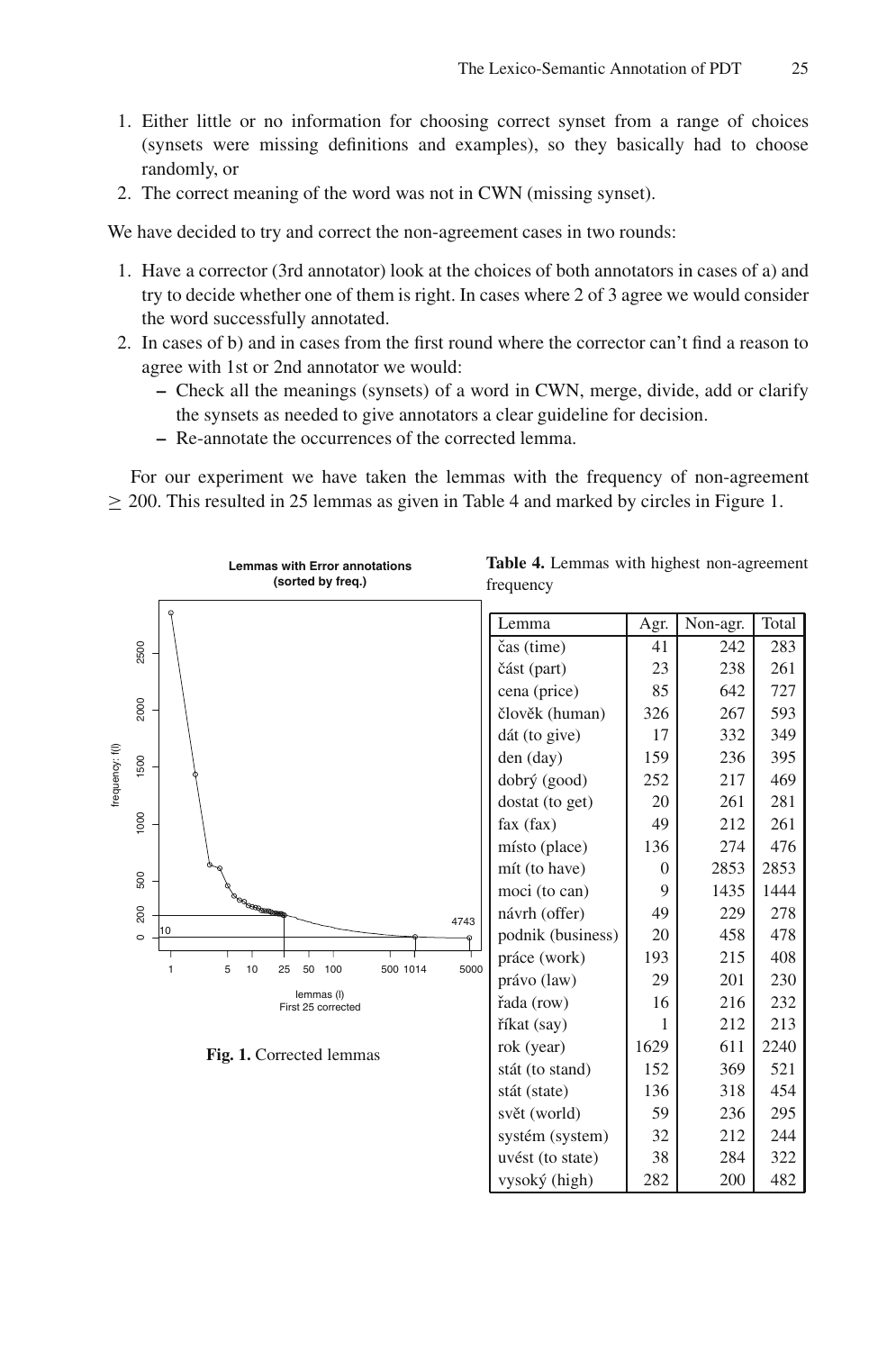1. Either little or no information for choosing correct synset from a range of choices (synsets were missing definitions and examples), so they basically had to choose randomly, or
2. The correct meaning of the word was not in CWN (missing synset).

We have decided to try and correct the non-agreement cases in two rounds:

1. Have a corrector (3rd annotator) look at the choices of both annotators in cases of a) and try to decide whether one of them is right. In cases where 2 of 3 agree we would consider the word successfully annotated.
2. In cases of b) and in cases from the first round where the corrector can't find a reason to agree with 1st or 2nd annotator we would:
   – Check all the meanings (synsets) of a word in CWN, merge, divide, add or clarify the synsets as needed to give annotators a clear guideline for decision.
   – Re-annotate the occurrences of the corrected lemma.

For our experiment we have taken the lemmas with the frequency of non-agreement $\geq$ 200. This resulted in 25 lemmas as given in Table 4 and marked by circles in Figure 1.

**Fig. 1.** Corrected lemmas

**Table 4.** Lemmas with highest non-agreement frequency

| Lemma | Agr. | Non-agr. | Total |
|---|---|---|---|
| čas (time) | 41 | 242 | 283 |
| část (part) | 23 | 238 | 261 |
| cena (price) | 85 | 642 | 727 |
| člověk (human) | 326 | 267 | 593 |
| dát (to give) | 17 | 332 | 349 |
| den (day) | 159 | 236 | 395 |
| dobrý (good) | 252 | 217 | 469 |
| dostat (to get) | 20 | 261 | 281 |
| fax (fax) | 49 | 212 | 261 |
| místo (place) | 136 | 274 | 476 |
| mít (to have) | 0 | 2853 | 2853 |
| moci (to can) | 9 | 1435 | 1444 |
| návrh (offer) | 49 | 229 | 278 |
| podnik (business) | 20 | 458 | 478 |
| práce (work) | 193 | 215 | 408 |
| právo (law) | 29 | 201 | 230 |
| řada (row) | 16 | 216 | 232 |
| říkat (say) | 1 | 212 | 213 |
| rok (year) | 1629 | 611 | 2240 |
| stát (to stand) | 152 | 369 | 521 |
| stát (state) | 136 | 318 | 454 |
| svět (world) | 59 | 236 | 295 |
| systém (system) | 32 | 212 | 244 |
| uvést (to state) | 38 | 284 | 322 |
| vysoký (high) | 282 | 200 | 482 |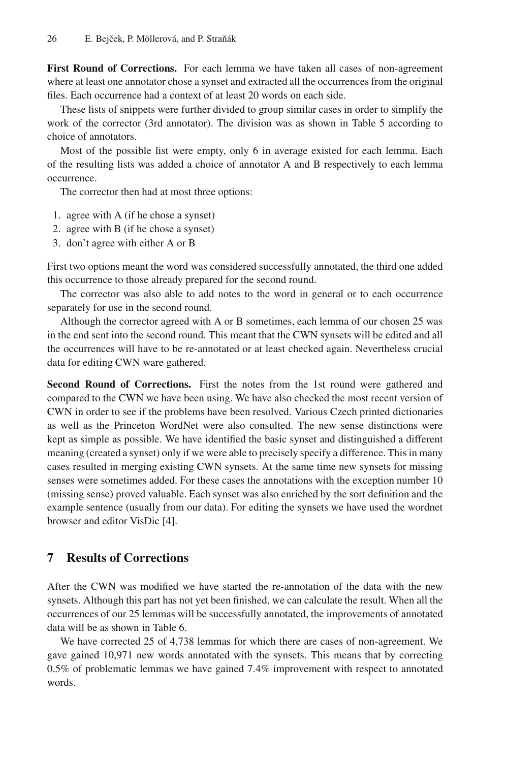**First Round of Corrections.** For each lemma we have taken all cases of non-agreement where at least one annotator chose a synset and extracted all the occurrences from the original files. Each occurrence had a context of at least 20 words on each side.

These lists of snippets were further divided to group similar cases in order to simplify the work of the corrector (3rd annotator). The division was as shown in Table 5 according to choice of annotators.

Most of the possible list were empty, only 6 in average existed for each lemma. Each of the resulting lists was added a choice of annotator A and B respectively to each lemma occurrence.

The corrector then had at most three options:

1. agree with A (if he chose a synset)
2. agree with B (if he chose a synset)
3. don't agree with either A or B

First two options meant the word was considered successfully annotated, the third one added this occurrence to those already prepared for the second round.

The corrector was also able to add notes to the word in general or to each occurrence separately for use in the second round.

Although the corrector agreed with A or B sometimes, each lemma of our chosen 25 was in the end sent into the second round. This meant that the CWN synsets will be edited and all the occurrences will have to be re-annotated or at least checked again. Nevertheless crucial data for editing CWN ware gathered.

**Second Round of Corrections.** First the notes from the 1st round were gathered and compared to the CWN we have been using. We have also checked the most recent version of CWN in order to see if the problems have been resolved. Various Czech printed dictionaries as well as the Princeton WordNet were also consulted. The new sense distinctions were kept as simple as possible. We have identified the basic synset and distinguished a different meaning (created a synset) only if we were able to precisely specify a difference. This in many cases resulted in merging existing CWN synsets. At the same time new synsets for missing senses were sometimes added. For these cases the annotations with the exception number 10 (missing sense) proved valuable. Each synset was also enriched by the sort definition and the example sentence (usually from our data). For editing the synsets we have used the wordnet browser and editor VisDic [4].

## 7 Results of Corrections

After the CWN was modified we have started the re-annotation of the data with the new synsets. Although this part has not yet been finished, we can calculate the result. When all the occurrences of our 25 lemmas will be successfully annotated, the improvements of annotated data will be as shown in Table 6.

We have corrected 25 of 4,738 lemmas for which there are cases of non-agreement. We gave gained 10,971 new words annotated with the synsets. This means that by correcting 0.5% of problematic lemmas we have gained 7.4% improvement with respect to annotated words.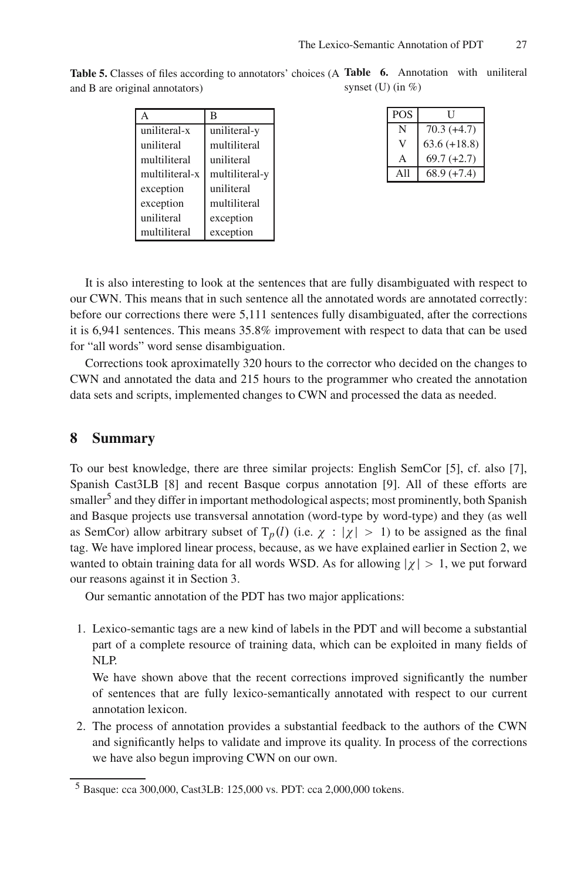**Table 5.** Classes of files according to annotators' choices (A and B are original annotators)

| A | B |
|---|---|
| uniliteral-x | uniliteral-y |
| uniliteral | multiliteral |
| multiliteral | uniliteral |
| multiliteral-x | multiliteral-y |
| exception | uniliteral |
| exception | multiliteral |
| uniliteral | exception |
| multiliteral | exception |

**Table 6.** Annotation with uniliteral synset (U) (in %)

| POS | U |
|---|---|
| N | 70.3 (+4.7) |
| V | 63.6 (+18.8) |
| A | 69.7 (+2.7) |
| All | 68.9 (+7.4) |

It is also interesting to look at the sentences that are fully disambiguated with respect to our CWN. This means that in such sentence all the annotated words are annotated correctly: before our corrections there were 5,111 sentences fully disambiguated, after the corrections it is 6,941 sentences. This means 35.8% improvement with respect to data that can be used for "all words" word sense disambiguation.

Corrections took aproximatelly 320 hours to the corrector who decided on the changes to CWN and annotated the data and 215 hours to the programmer who created the annotation data sets and scripts, implemented changes to CWN and processed the data as needed.

## 8 Summary

To our best knowledge, there are three similar projects: English SemCor [5], cf. also [7], Spanish Cast3LB [8] and recent Basque corpus annotation [9]. All of these efforts are smaller[5] and they differ in important methodological aspects; most prominently, both Spanish and Basque projects use transversal annotation (word-type by word-type) and they (as well as SemCor) allow arbitrary subset of $T_p(l)$ (i.e. $\chi : |\chi| > 1$) to be assigned as the final tag. We have implored linear process, because, as we have explained earlier in Section 2, we wanted to obtain training data for all words WSD. As for allowing $|\chi| > 1$, we put forward our reasons against it in Section 3.

Our semantic annotation of the PDT has two major applications:

1. Lexico-semantic tags are a new kind of labels in the PDT and will become a substantial part of a complete resource of training data, which can be exploited in many fields of NLP.
   We have shown above that the recent corrections improved significantly the number of sentences that are fully lexico-semantically annotated with respect to our current annotation lexicon.
2. The process of annotation provides a substantial feedback to the authors of the CWN and significantly helps to validate and improve its quality. In process of the corrections we have also begun improving CWN on our own.

[5] Basque: cca 300,000, Cast3LB: 125,000 vs. PDT: cca 2,000,000 tokens.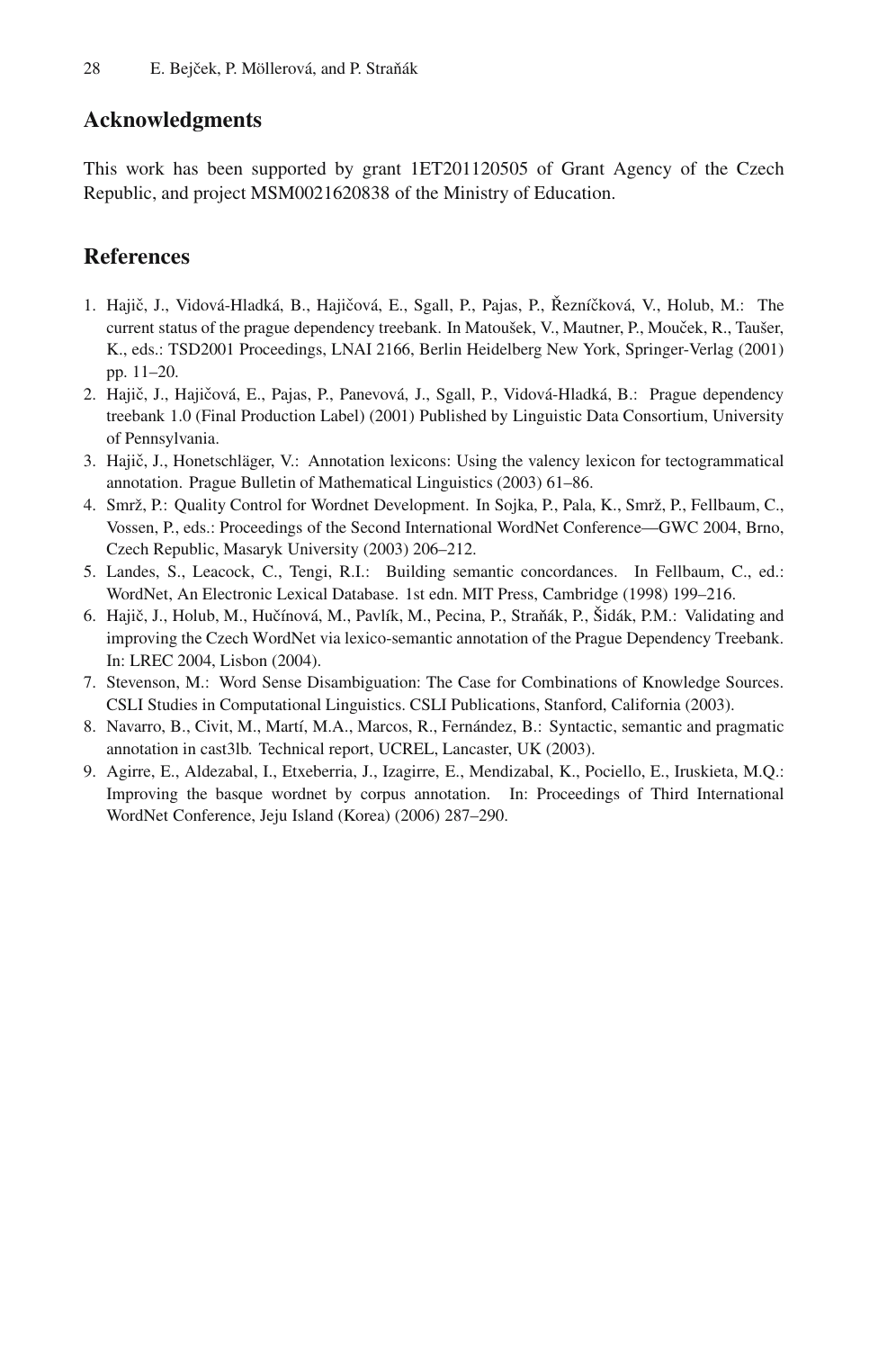## Acknowledgments

This work has been supported by grant 1ET201120505 of Grant Agency of the Czech Republic, and project MSM0021620838 of the Ministry of Education.

## References

1. Hajič, J., Vidová-Hladká, B., Hajičová, E., Sgall, P., Pajas, P., Řezníčková, V., Holub, M.: The current status of the prague dependency treebank. In Matoušek, V., Mautner, P., Mouček, R., Taušer, K., eds.: TSD2001 Proceedings, LNAI 2166, Berlin Heidelberg New York, Springer-Verlag (2001) pp. 11–20.
2. Hajič, J., Hajičová, E., Pajas, P., Panevová, J., Sgall, P., Vidová-Hladká, B.: Prague dependency treebank 1.0 (Final Production Label) (2001) Published by Linguistic Data Consortium, University of Pennsylvania.
3. Hajič, J., Honetschläger, V.: Annotation lexicons: Using the valency lexicon for tectogrammatical annotation. Prague Bulletin of Mathematical Linguistics (2003) 61–86.
4. Smrž, P.: Quality Control for Wordnet Development. In Sojka, P., Pala, K., Smrž, P., Fellbaum, C., Vossen, P., eds.: Proceedings of the Second International WordNet Conference—GWC 2004, Brno, Czech Republic, Masaryk University (2003) 206–212.
5. Landes, S., Leacock, C., Tengi, R.I.: Building semantic concordances. In Fellbaum, C., ed.: WordNet, An Electronic Lexical Database. 1st edn. MIT Press, Cambridge (1998) 199–216.
6. Hajič, J., Holub, M., Hučínová, M., Pavlík, M., Pecina, P., Straňák, P., Šidák, P.M.: Validating and improving the Czech WordNet via lexico-semantic annotation of the Prague Dependency Treebank. In: LREC 2004, Lisbon (2004).
7. Stevenson, M.: Word Sense Disambiguation: The Case for Combinations of Knowledge Sources. CSLI Studies in Computational Linguistics. CSLI Publications, Stanford, California (2003).
8. Navarro, B., Civit, M., Martí, M.A., Marcos, R., Fernández, B.: Syntactic, semantic and pragmatic annotation in cast3lb. Technical report, UCREL, Lancaster, UK (2003).
9. Agirre, E., Aldezabal, I., Etxeberria, J., Izagirre, E., Mendizabal, K., Pociello, E., Iruskieta, M.Q.: Improving the basque wordnet by corpus annotation. In: Proceedings of Third International WordNet Conference, Jeju Island (Korea) (2006) 287–290.